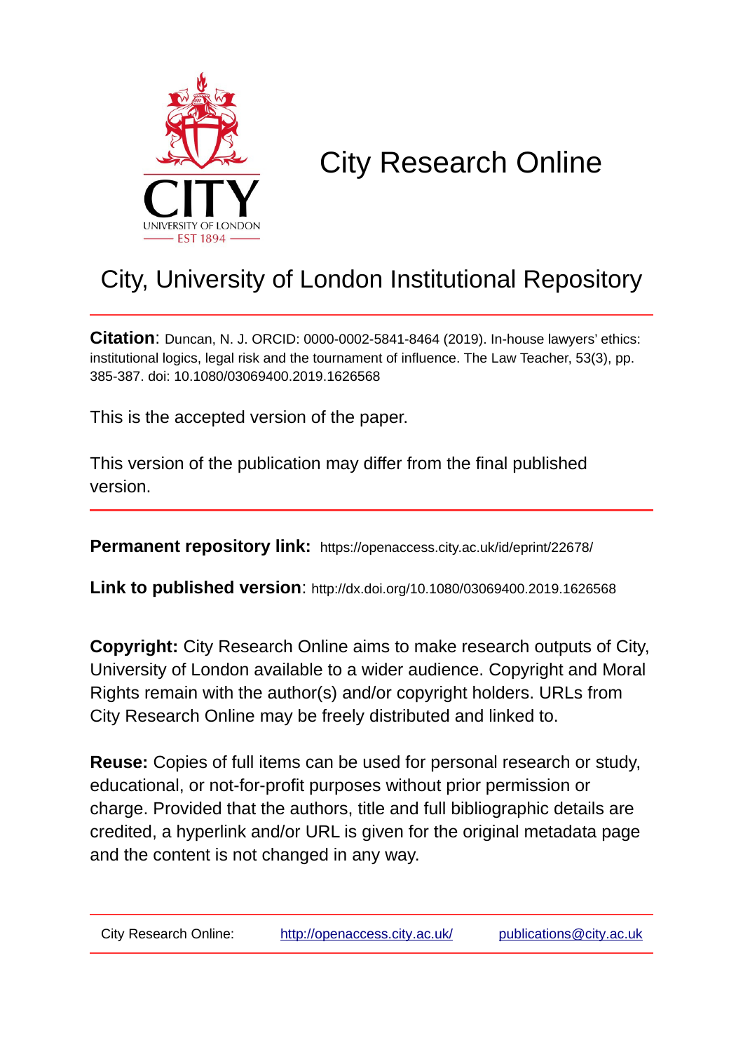# City Research Online

## City, University of London Institutional Repository

**Citation**: Duncan, N. J. ORCID: 0000-0002-5841-8464 (2019). In-house lawyers' ethics: institutional logics, legal risk and the tournament of influence. The Law Teacher, 53(3), pp. 385-387. doi: 10.1080/03069400.2019.1626568

This is the accepted version of the paper.

This version of the publication may differ from the final published version.

---

**Permanent repository link:** https://openaccess.city.ac.uk/id/eprint/22678/

**Link to published version**: http://dx.doi.org/10.1080/03069400.2019.1626568

**Copyright:** City Research Online aims to make research outputs of City, University of London available to a wider audience. Copyright and Moral Rights remain with the author(s) and/or copyright holders. URLs from City Research Online may be freely distributed and linked to.

**Reuse:** Copies of full items can be used for personal research or study, educational, or not-for-profit purposes without prior permission or charge. Provided that the authors, title and full bibliographic details are credited, a hyperlink and/or URL is given for the original metadata page and the content is not changed in any way.

---

City Research Online: http://openaccess.city.ac.uk/ publications@city.ac.uk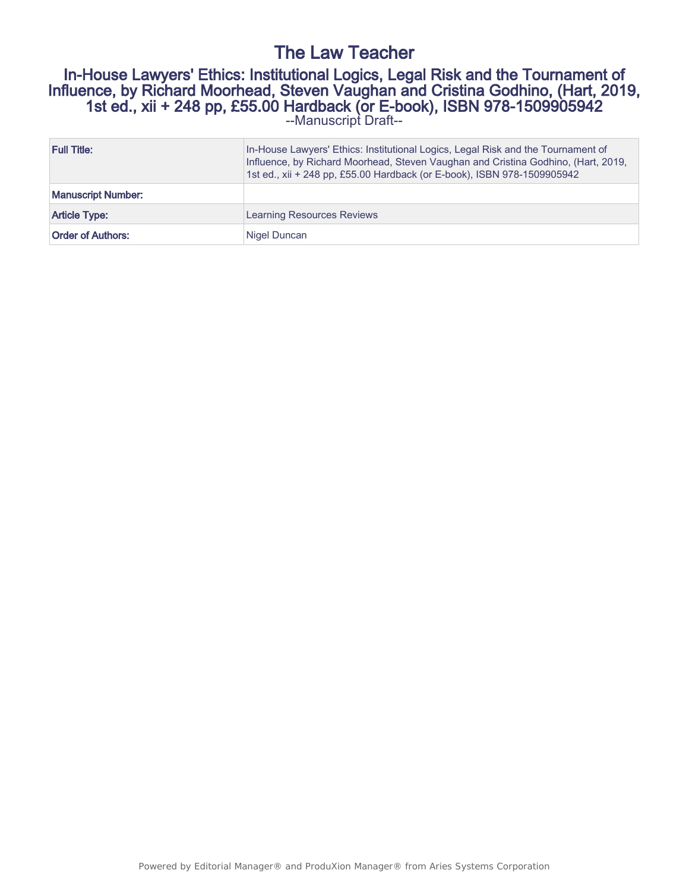# The Law Teacher

## In-House Lawyers' Ethics: Institutional Logics, Legal Risk and the Tournament of Influence, by Richard Moorhead, Steven Vaughan and Cristina Godhino, (Hart, 2019, 1st ed., xii + 248 pp, £55.00 Hardback (or E-book), ISBN 978-1509905942

--Manuscript Draft--

| Full Title: | In-House Lawyers' Ethics: Institutional Logics, Legal Risk and the Tournament of Influence, by Richard Moorhead, Steven Vaughan and Cristina Godhino, (Hart, 2019, 1st ed., xii + 248 pp, £55.00 Hardback (or E-book), ISBN 978-1509905942 |
|---|---|
| Manuscript Number: | |
| Article Type: | Learning Resources Reviews |
| Order of Authors: | Nigel Duncan |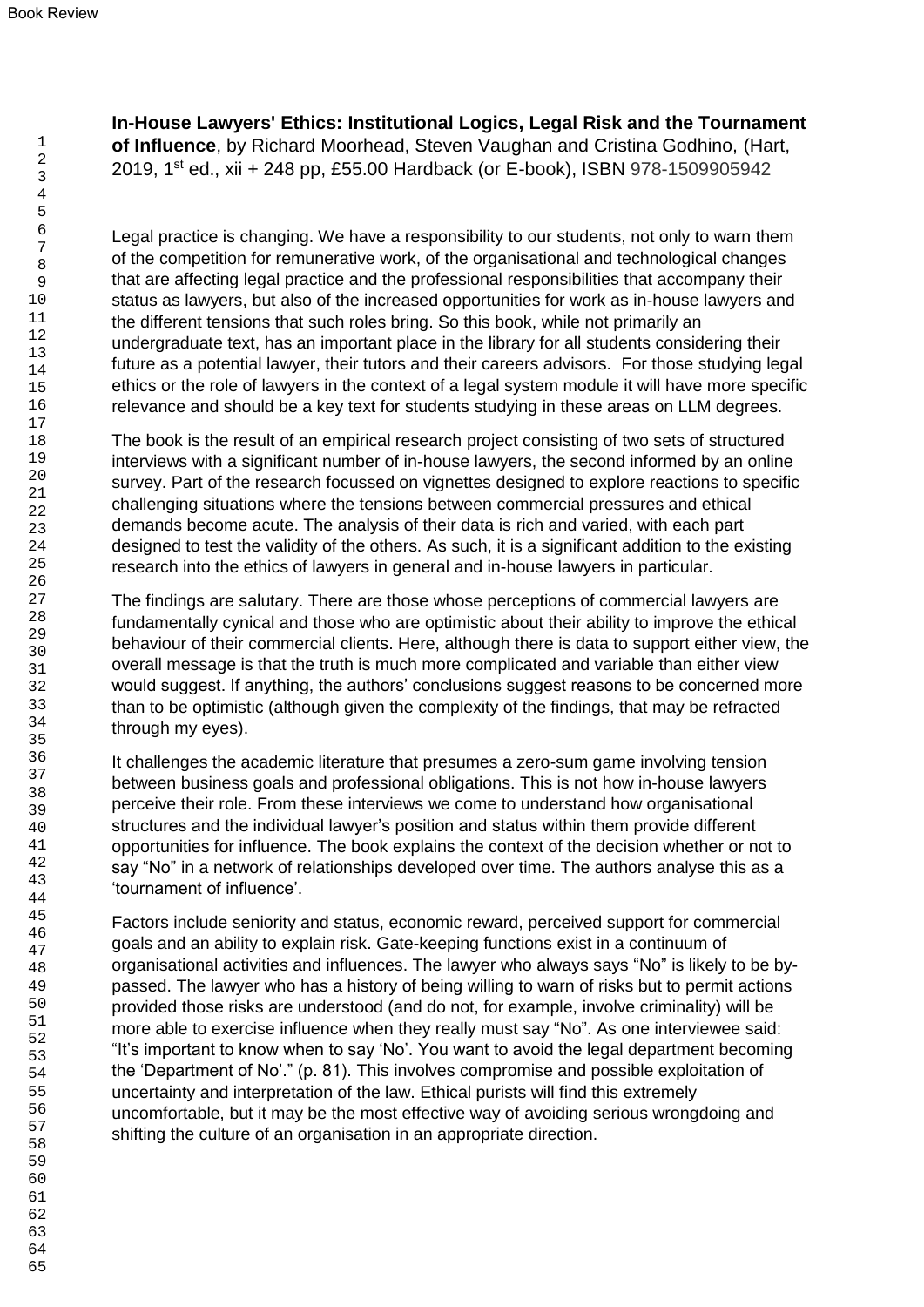**In-House Lawyers' Ethics: Institutional Logics, Legal Risk and the Tournament of Influence**, by Richard Moorhead, Steven Vaughan and Cristina Godhino, (Hart, 2019, 1st ed., xii + 248 pp, £55.00 Hardback (or E-book), ISBN 978-1509905942

Legal practice is changing. We have a responsibility to our students, not only to warn them of the competition for remunerative work, of the organisational and technological changes that are affecting legal practice and the professional responsibilities that accompany their status as lawyers, but also of the increased opportunities for work as in-house lawyers and the different tensions that such roles bring. So this book, while not primarily an undergraduate text, has an important place in the library for all students considering their future as a potential lawyer, their tutors and their careers advisors. For those studying legal ethics or the role of lawyers in the context of a legal system module it will have more specific relevance and should be a key text for students studying in these areas on LLM degrees.

The book is the result of an empirical research project consisting of two sets of structured interviews with a significant number of in-house lawyers, the second informed by an online survey. Part of the research focussed on vignettes designed to explore reactions to specific challenging situations where the tensions between commercial pressures and ethical demands become acute. The analysis of their data is rich and varied, with each part designed to test the validity of the others. As such, it is a significant addition to the existing research into the ethics of lawyers in general and in-house lawyers in particular.

The findings are salutary. There are those whose perceptions of commercial lawyers are fundamentally cynical and those who are optimistic about their ability to improve the ethical behaviour of their commercial clients. Here, although there is data to support either view, the overall message is that the truth is much more complicated and variable than either view would suggest. If anything, the authors' conclusions suggest reasons to be concerned more than to be optimistic (although given the complexity of the findings, that may be refracted through my eyes).

It challenges the academic literature that presumes a zero-sum game involving tension between business goals and professional obligations. This is not how in-house lawyers perceive their role. From these interviews we come to understand how organisational structures and the individual lawyer's position and status within them provide different opportunities for influence. The book explains the context of the decision whether or not to say "No" in a network of relationships developed over time. The authors analyse this as a 'tournament of influence'.

Factors include seniority and status, economic reward, perceived support for commercial goals and an ability to explain risk. Gate-keeping functions exist in a continuum of organisational activities and influences. The lawyer who always says "No" is likely to be by-passed. The lawyer who has a history of being willing to warn of risks but to permit actions provided those risks are understood (and do not, for example, involve criminality) will be more able to exercise influence when they really must say "No". As one interviewee said: "It's important to know when to say 'No'. You want to avoid the legal department becoming the 'Department of No'." (p. 81). This involves compromise and possible exploitation of uncertainty and interpretation of the law. Ethical purists will find this extremely uncomfortable, but it may be the most effective way of avoiding serious wrongdoing and shifting the culture of an organisation in an appropriate direction.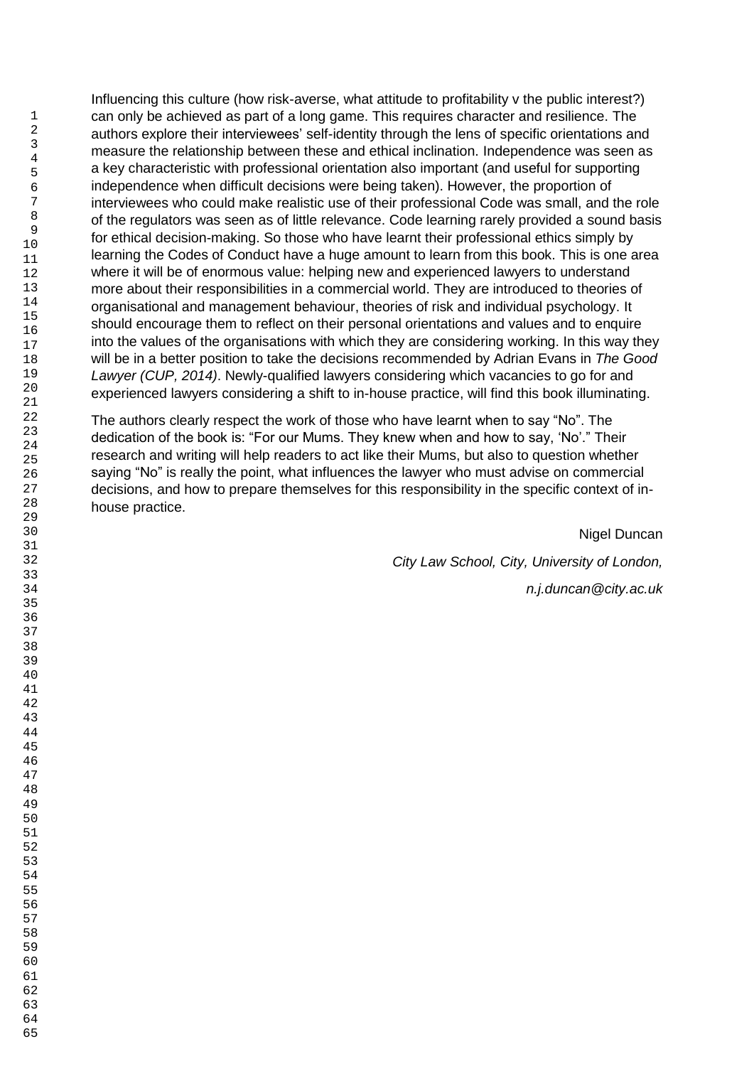Influencing this culture (how risk-averse, what attitude to profitability v the public interest?) can only be achieved as part of a long game. This requires character and resilience. The authors explore their interviewees' self-identity through the lens of specific orientations and measure the relationship between these and ethical inclination. Independence was seen as a key characteristic with professional orientation also important (and useful for supporting independence when difficult decisions were being taken). However, the proportion of interviewees who could make realistic use of their professional Code was small, and the role of the regulators was seen as of little relevance. Code learning rarely provided a sound basis for ethical decision-making. So those who have learnt their professional ethics simply by learning the Codes of Conduct have a huge amount to learn from this book. This is one area where it will be of enormous value: helping new and experienced lawyers to understand more about their responsibilities in a commercial world. They are introduced to theories of organisational and management behaviour, theories of risk and individual psychology. It should encourage them to reflect on their personal orientations and values and to enquire into the values of the organisations with which they are considering working. In this way they will be in a better position to take the decisions recommended by Adrian Evans in *The Good Lawyer (CUP, 2014)*. Newly-qualified lawyers considering which vacancies to go for and experienced lawyers considering a shift to in-house practice, will find this book illuminating.

The authors clearly respect the work of those who have learnt when to say "No". The dedication of the book is: "For our Mums. They knew when and how to say, 'No'." Their research and writing will help readers to act like their Mums, but also to question whether saying "No" is really the point, what influences the lawyer who must advise on commercial decisions, and how to prepare themselves for this responsibility in the specific context of in-house practice.

Nigel Duncan

*City Law School, City, University of London,*

*n.j.duncan@city.ac.uk*